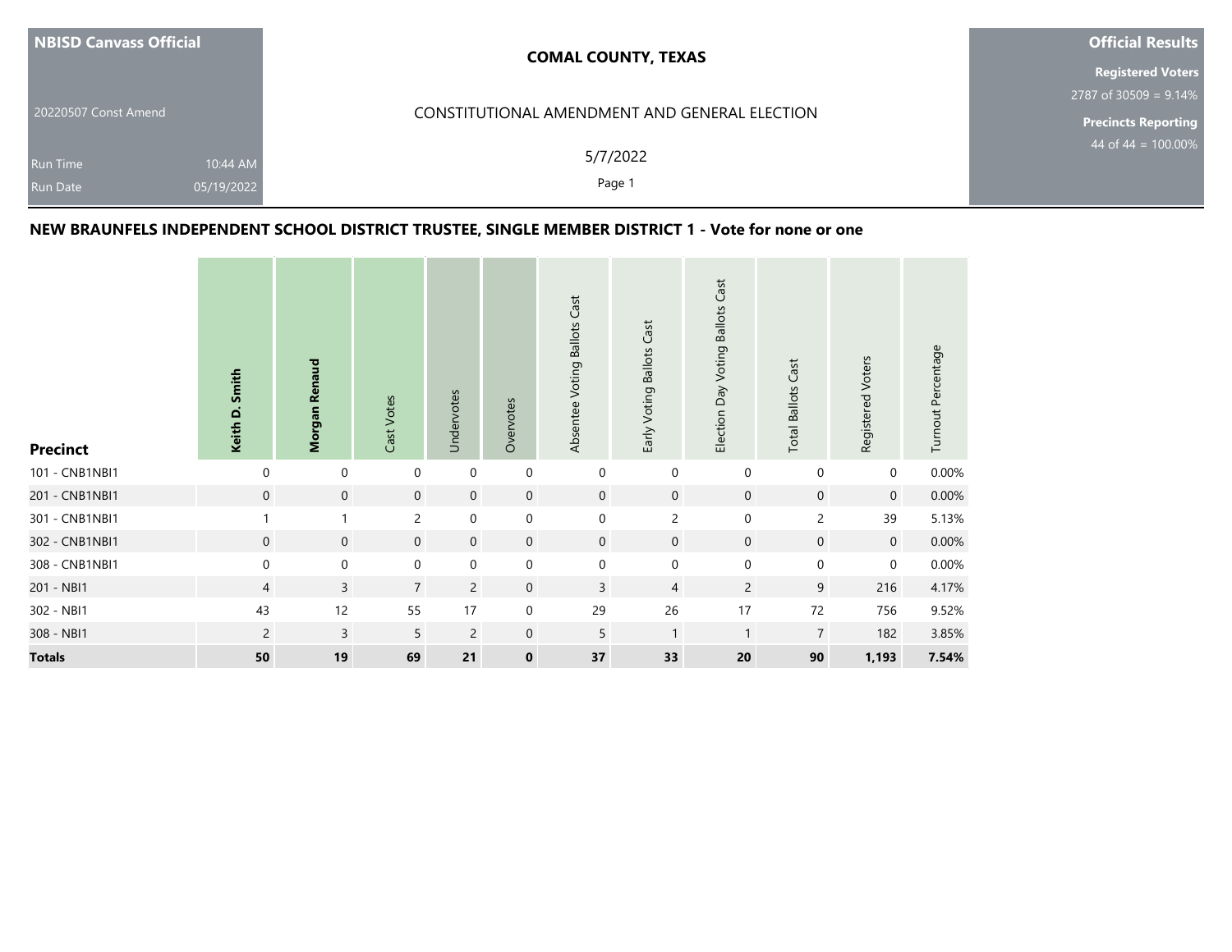**NBISD Canvass Official**

20220507 Const Amend

Run Time 10:44 AM
Run Date 05/19/2022

**COMAL COUNTY, TEXAS**

CONSTITUTIONAL AMENDMENT AND GENERAL ELECTION

5/7/2022

**Official Results**

**Registered Voters**
2787 of 30509 = 9.14%

**Precincts Reporting**
44 of 44 = 100.00%

### NEW BRAUNFELS INDEPENDENT SCHOOL DISTRICT TRUSTEE, SINGLE MEMBER DISTRICT 1 - Vote for none or one

| Precinct | Keith D. Smith | Morgan Renaud | Cast Votes | Undervotes | Overvotes | Absentee Voting Ballots Cast | Early Voting Ballots Cast | Election Day Voting Ballots Cast | Total Ballots Cast | Registered Voters | Turnout Percentage |
|---|---|---|---|---|---|---|---|---|---|---|---|
| 101 - CNB1NBI1 | 0 | 0 | 0 | 0 | 0 | 0 | 0 | 0 | 0 | 0 | 0.00% |
| 201 - CNB1NBI1 | 0 | 0 | 0 | 0 | 0 | 0 | 0 | 0 | 0 | 0 | 0.00% |
| 301 - CNB1NBI1 | 1 | 1 | 2 | 0 | 0 | 0 | 2 | 0 | 2 | 39 | 5.13% |
| 302 - CNB1NBI1 | 0 | 0 | 0 | 0 | 0 | 0 | 0 | 0 | 0 | 0 | 0.00% |
| 308 - CNB1NBI1 | 0 | 0 | 0 | 0 | 0 | 0 | 0 | 0 | 0 | 0 | 0.00% |
| 201 - NBI1 | 4 | 3 | 7 | 2 | 0 | 3 | 4 | 2 | 9 | 216 | 4.17% |
| 302 - NBI1 | 43 | 12 | 55 | 17 | 0 | 29 | 26 | 17 | 72 | 756 | 9.52% |
| 308 - NBI1 | 2 | 3 | 5 | 2 | 0 | 5 | 1 | 1 | 7 | 182 | 3.85% |
| **Totals** | **50** | **19** | **69** | **21** | **0** | **37** | **33** | **20** | **90** | **1,193** | **7.54%** |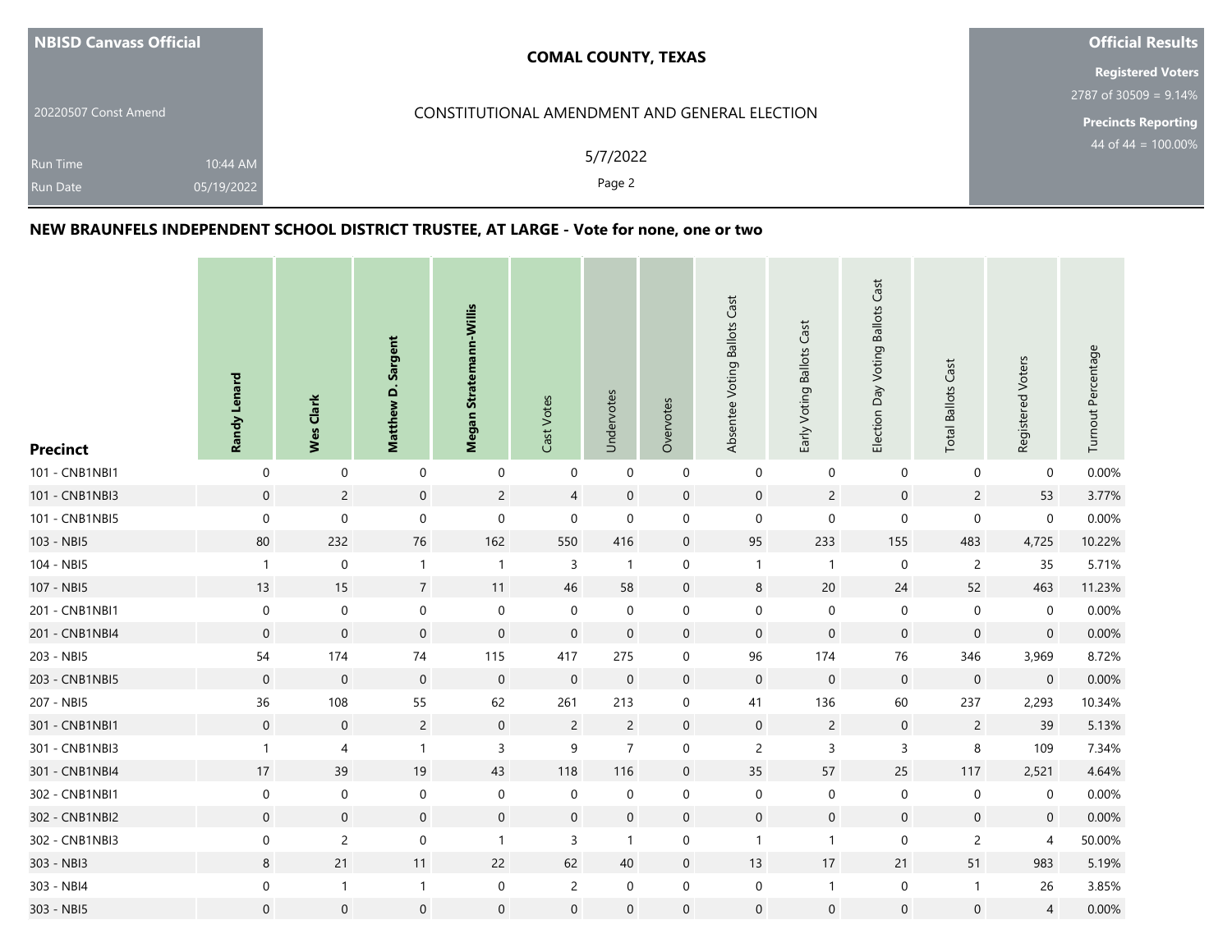| NBISD Canvass Official | COMAL COUNTY, TEXAS | Official Results |
|---|---|---|
| 20220507 Const Amend | CONSTITUTIONAL AMENDMENT AND GENERAL ELECTION | Registered Voters 2787 of 30509 = 9.14% |
| Run Time 10:44 AM | 5/7/2022 | Precincts Reporting 44 of 44 = 100.00% |
| Run Date 05/19/2022 | | |

## NEW BRAUNFELS INDEPENDENT SCHOOL DISTRICT TRUSTEE, AT LARGE - Vote for none, one or two

| Precinct | Randy Lenard | Wes Clark | Matthew D. Sargent | Megan Stratemann-Willis | Cast Votes | Undervotes | Overvotes | Absentee Voting Ballots Cast | Early Voting Ballots Cast | Election Day Voting Ballots Cast | Total Ballots Cast | Registered Voters | Turnout Percentage |
|---|---|---|---|---|---|---|---|---|---|---|---|---|---|
| 101 - CNB1NBI1 | 0 | 0 | 0 | 0 | 0 | 0 | 0 | 0 | 0 | 0 | 0 | 0 | 0.00% |
| 101 - CNB1NBI3 | 0 | 2 | 0 | 2 | 4 | 0 | 0 | 0 | 2 | 0 | 2 | 53 | 3.77% |
| 101 - CNB1NBI5 | 0 | 0 | 0 | 0 | 0 | 0 | 0 | 0 | 0 | 0 | 0 | 0 | 0.00% |
| 103 - NBI5 | 80 | 232 | 76 | 162 | 550 | 416 | 0 | 95 | 233 | 155 | 483 | 4,725 | 10.22% |
| 104 - NBI5 | 1 | 0 | 1 | 1 | 3 | 1 | 0 | 1 | 1 | 0 | 2 | 35 | 5.71% |
| 107 - NBI5 | 13 | 15 | 7 | 11 | 46 | 58 | 0 | 8 | 20 | 24 | 52 | 463 | 11.23% |
| 201 - CNB1NBI1 | 0 | 0 | 0 | 0 | 0 | 0 | 0 | 0 | 0 | 0 | 0 | 0 | 0.00% |
| 201 - CNB1NBI4 | 0 | 0 | 0 | 0 | 0 | 0 | 0 | 0 | 0 | 0 | 0 | 0 | 0.00% |
| 203 - NBI5 | 54 | 174 | 74 | 115 | 417 | 275 | 0 | 96 | 174 | 76 | 346 | 3,969 | 8.72% |
| 203 - CNB1NBI5 | 0 | 0 | 0 | 0 | 0 | 0 | 0 | 0 | 0 | 0 | 0 | 0 | 0.00% |
| 207 - NBI5 | 36 | 108 | 55 | 62 | 261 | 213 | 0 | 41 | 136 | 60 | 237 | 2,293 | 10.34% |
| 301 - CNB1NBI1 | 0 | 0 | 2 | 0 | 2 | 2 | 0 | 0 | 2 | 0 | 2 | 39 | 5.13% |
| 301 - CNB1NBI3 | 1 | 4 | 1 | 3 | 9 | 7 | 0 | 2 | 3 | 3 | 8 | 109 | 7.34% |
| 301 - CNB1NBI4 | 17 | 39 | 19 | 43 | 118 | 116 | 0 | 35 | 57 | 25 | 117 | 2,521 | 4.64% |
| 302 - CNB1NBI1 | 0 | 0 | 0 | 0 | 0 | 0 | 0 | 0 | 0 | 0 | 0 | 0 | 0.00% |
| 302 - CNB1NBI2 | 0 | 0 | 0 | 0 | 0 | 0 | 0 | 0 | 0 | 0 | 0 | 0 | 0.00% |
| 302 - CNB1NBI3 | 0 | 2 | 0 | 1 | 3 | 1 | 0 | 1 | 1 | 0 | 2 | 4 | 50.00% |
| 303 - NBI3 | 8 | 21 | 11 | 22 | 62 | 40 | 0 | 13 | 17 | 21 | 51 | 983 | 5.19% |
| 303 - NBI4 | 0 | 1 | 1 | 0 | 2 | 0 | 0 | 0 | 1 | 0 | 1 | 26 | 3.85% |
| 303 - NBI5 | 0 | 0 | 0 | 0 | 0 | 0 | 0 | 0 | 0 | 0 | 0 | 4 | 0.00% |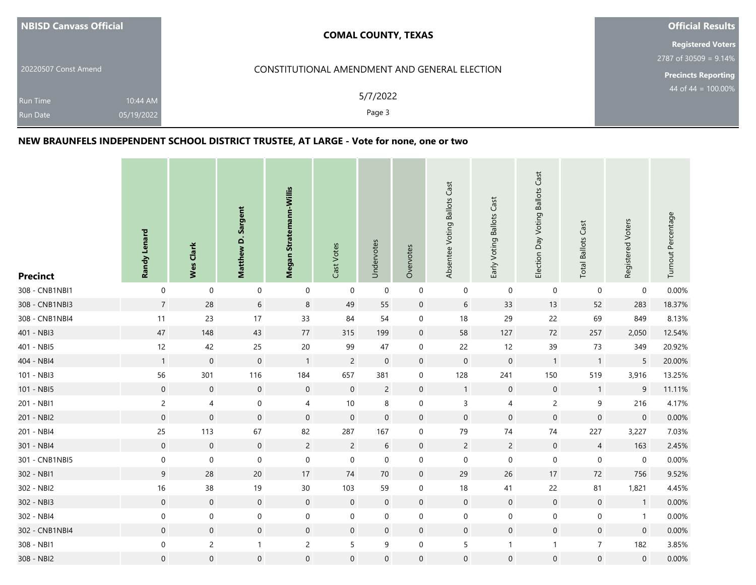**NBISD Canvass Official**

20220507 Const Amend

Run Time 10:44 AM
Run Date 05/19/2022

**COMAL COUNTY, TEXAS**

CONSTITUTIONAL AMENDMENT AND GENERAL ELECTION

5/7/2022

**Official Results**

**Registered Voters**
2787 of 30509 = 9.14%

**Precincts Reporting**
44 of 44 = 100.00%

## NEW BRAUNFELS INDEPENDENT SCHOOL DISTRICT TRUSTEE, AT LARGE - Vote for none, one or two

| Precinct | Randy Lenard | Wes Clark | Matthew D. Sargent | Megan Stratemann-Willis | Cast Votes | Undervotes | Overvotes | Absentee Voting Ballots Cast | Early Voting Ballots Cast | Election Day Voting Ballots Cast | Total Ballots Cast | Registered Voters | Turnout Percentage |
|---|---|---|---|---|---|---|---|---|---|---|---|---|---|
| 308 - CNB1NBI1 | 0 | 0 | 0 | 0 | 0 | 0 | 0 | 0 | 0 | 0 | 0 | 0 | 0.00% |
| 308 - CNB1NBI3 | 7 | 28 | 6 | 8 | 49 | 55 | 0 | 6 | 33 | 13 | 52 | 283 | 18.37% |
| 308 - CNB1NBI4 | 11 | 23 | 17 | 33 | 84 | 54 | 0 | 18 | 29 | 22 | 69 | 849 | 8.13% |
| 401 - NBI3 | 47 | 148 | 43 | 77 | 315 | 199 | 0 | 58 | 127 | 72 | 257 | 2,050 | 12.54% |
| 401 - NBI5 | 12 | 42 | 25 | 20 | 99 | 47 | 0 | 22 | 12 | 39 | 73 | 349 | 20.92% |
| 404 - NBI4 | 1 | 0 | 0 | 1 | 2 | 0 | 0 | 0 | 0 | 1 | 1 | 5 | 20.00% |
| 101 - NBI3 | 56 | 301 | 116 | 184 | 657 | 381 | 0 | 128 | 241 | 150 | 519 | 3,916 | 13.25% |
| 101 - NBI5 | 0 | 0 | 0 | 0 | 0 | 2 | 0 | 1 | 0 | 0 | 1 | 9 | 11.11% |
| 201 - NBI1 | 2 | 4 | 0 | 4 | 10 | 8 | 0 | 3 | 4 | 2 | 9 | 216 | 4.17% |
| 201 - NBI2 | 0 | 0 | 0 | 0 | 0 | 0 | 0 | 0 | 0 | 0 | 0 | 0 | 0.00% |
| 201 - NBI4 | 25 | 113 | 67 | 82 | 287 | 167 | 0 | 79 | 74 | 74 | 227 | 3,227 | 7.03% |
| 301 - NBI4 | 0 | 0 | 0 | 2 | 2 | 6 | 0 | 2 | 2 | 0 | 4 | 163 | 2.45% |
| 301 - CNB1NBI5 | 0 | 0 | 0 | 0 | 0 | 0 | 0 | 0 | 0 | 0 | 0 | 0 | 0.00% |
| 302 - NBI1 | 9 | 28 | 20 | 17 | 74 | 70 | 0 | 29 | 26 | 17 | 72 | 756 | 9.52% |
| 302 - NBI2 | 16 | 38 | 19 | 30 | 103 | 59 | 0 | 18 | 41 | 22 | 81 | 1,821 | 4.45% |
| 302 - NBI3 | 0 | 0 | 0 | 0 | 0 | 0 | 0 | 0 | 0 | 0 | 0 | 1 | 0.00% |
| 302 - NBI4 | 0 | 0 | 0 | 0 | 0 | 0 | 0 | 0 | 0 | 0 | 0 | 1 | 0.00% |
| 302 - CNB1NBI4 | 0 | 0 | 0 | 0 | 0 | 0 | 0 | 0 | 0 | 0 | 0 | 0 | 0.00% |
| 308 - NBI1 | 0 | 2 | 1 | 2 | 5 | 9 | 0 | 5 | 1 | 1 | 7 | 182 | 3.85% |
| 308 - NBI2 | 0 | 0 | 0 | 0 | 0 | 0 | 0 | 0 | 0 | 0 | 0 | 0 | 0.00% |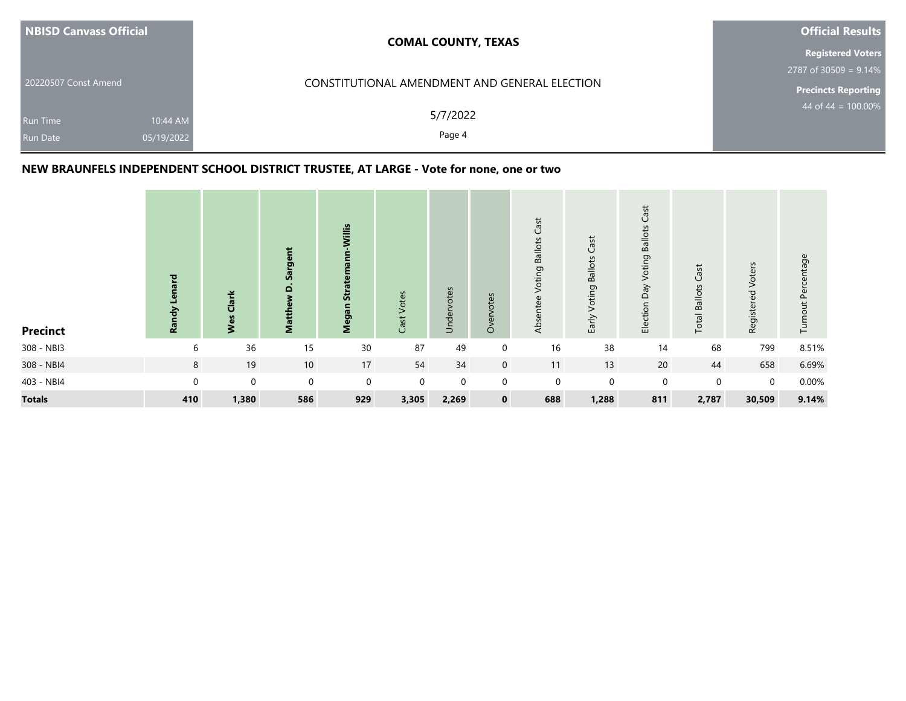NBISD Canvass Official

20220507 Const Amend

Run Time 10:44 AM
Run Date 05/19/2022

**COMAL COUNTY, TEXAS**

CONSTITUTIONAL AMENDMENT AND GENERAL ELECTION

5/7/2022

**Official Results**

**Registered Voters**
2787 of 30509 = 9.14%

**Precincts Reporting**
44 of 44 = 100.00%

### NEW BRAUNFELS INDEPENDENT SCHOOL DISTRICT TRUSTEE, AT LARGE - Vote for none, one or two

| Precinct | Randy Lenard | Wes Clark | Matthew D. Sargent | Megan Stratemann-Willis | Cast Votes | Undervotes | Overvotes | Absentee Voting Ballots Cast | Early Voting Ballots Cast | Election Day Voting Ballots Cast | Total Ballots Cast | Registered Voters | Turnout Percentage |
|---|---|---|---|---|---|---|---|---|---|---|---|---|---|
| 308 - NBI3 | 6 | 36 | 15 | 30 | 87 | 49 | 0 | 16 | 38 | 14 | 68 | 799 | 8.51% |
| 308 - NBI4 | 8 | 19 | 10 | 17 | 54 | 34 | 0 | 11 | 13 | 20 | 44 | 658 | 6.69% |
| 403 - NBI4 | 0 | 0 | 0 | 0 | 0 | 0 | 0 | 0 | 0 | 0 | 0 | 0 | 0.00% |
| **Totals** | **410** | **1,380** | **586** | **929** | **3,305** | **2,269** | **0** | **688** | **1,288** | **811** | **2,787** | **30,509** | **9.14%** |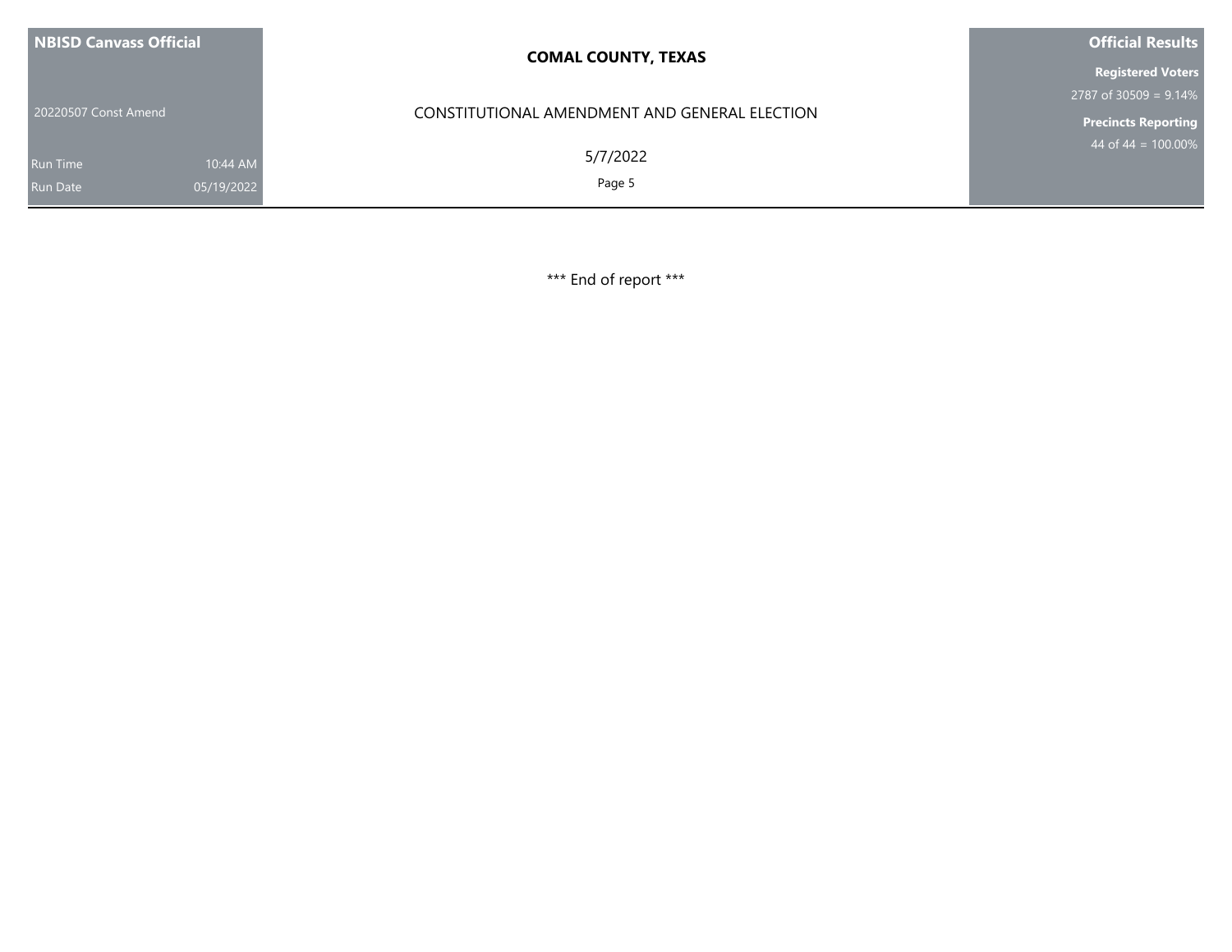*** End of report ***